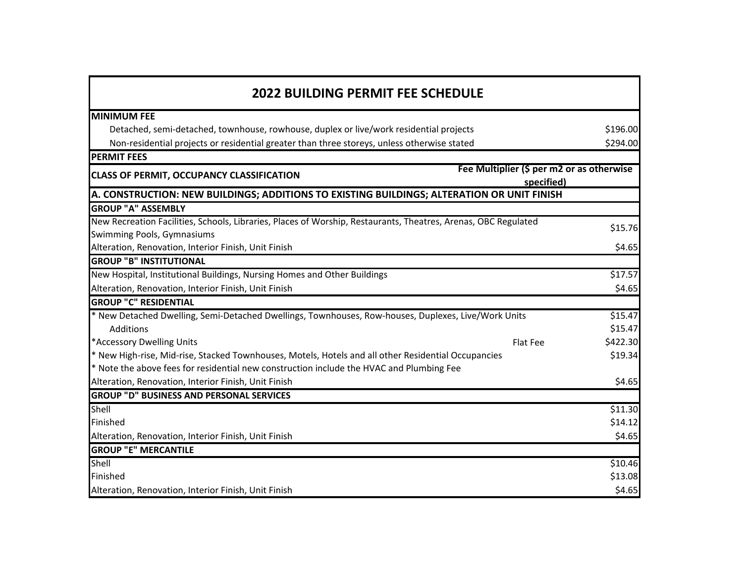# 2022 BUILDING PERMIT FEE SCHEDULE

| MINIMUM FEE | | |
|---|---|---|
| Detached, semi-detached, townhouse, rowhouse, duplex or live/work residential projects | | $196.00 |
| Non-residential projects or residential greater than three storeys, unless otherwise stated | | $294.00 |
| **PERMIT FEES** | | |
| **CLASS OF PERMIT, OCCUPANCY CLASSIFICATION** | **Fee Multiplier ($ per m2 or as otherwise specified)** | |
| **A. CONSTRUCTION: NEW BUILDINGS; ADDITIONS TO EXISTING BUILDINGS; ALTERATION OR UNIT FINISH** | | |
| **GROUP "A" ASSEMBLY** | | |
| New Recreation Facilities, Schools, Libraries, Places of Worship, Restaurants, Theatres, Arenas, OBC Regulated Swimming Pools, Gymnasiums | | $15.76 |
| Alteration, Renovation, Interior Finish, Unit Finish | | $4.65 |
| **GROUP "B" INSTITUTIONAL** | | |
| New Hospital, Institutional Buildings, Nursing Homes and Other Buildings | | $17.57 |
| Alteration, Renovation, Interior Finish, Unit Finish | | $4.65 |
| **GROUP "C" RESIDENTIAL** | | |
| * New Detached Dwelling, Semi-Detached Dwellings, Townhouses, Row-houses, Duplexes, Live/Work Units | | $15.47 |
| Additions | | $15.47 |
| *Accessory Dwelling Units | Flat Fee | $422.30 |
| * New High-rise, Mid-rise, Stacked Townhouses, Motels, Hotels and all other Residential Occupancies | | $19.34 |
| * Note the above fees for residential new construction include the HVAC and Plumbing Fee | | |
| Alteration, Renovation, Interior Finish, Unit Finish | | $4.65 |
| **GROUP "D" BUSINESS AND PERSONAL SERVICES** | | |
| Shell | | $11.30 |
| Finished | | $14.12 |
| Alteration, Renovation, Interior Finish, Unit Finish | | $4.65 |
| **GROUP "E" MERCANTILE** | | |
| Shell | | $10.46 |
| Finished | | $13.08 |
| Alteration, Renovation, Interior Finish, Unit Finish | | $4.65 |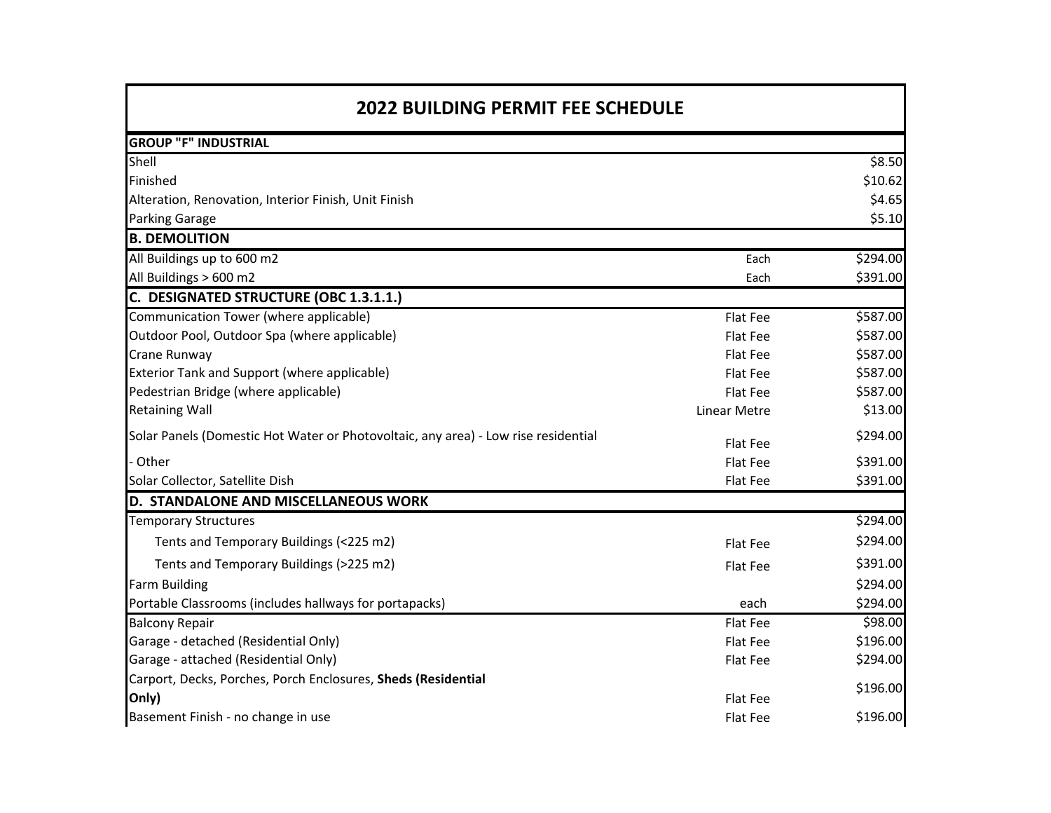# 2022 BUILDING PERMIT FEE SCHEDULE

| | | |
|---|---|---|
| **GROUP "F" INDUSTRIAL** | | |
| Shell | | $8.50 |
| Finished | | $10.62 |
| Alteration, Renovation, Interior Finish, Unit Finish | | $4.65 |
| Parking Garage | | $5.10 |
| **B. DEMOLITION** | | |
| All Buildings up to 600 m2 | Each | $294.00 |
| All Buildings > 600 m2 | Each | $391.00 |
| **C. DESIGNATED STRUCTURE (OBC 1.3.1.1.)** | | |
| Communication Tower (where applicable) | Flat Fee | $587.00 |
| Outdoor Pool, Outdoor Spa (where applicable) | Flat Fee | $587.00 |
| Crane Runway | Flat Fee | $587.00 |
| Exterior Tank and Support (where applicable) | Flat Fee | $587.00 |
| Pedestrian Bridge (where applicable) | Flat Fee | $587.00 |
| Retaining Wall | Linear Metre | $13.00 |
| Solar Panels (Domestic Hot Water or Photovoltaic, any area) - Low rise residential | Flat Fee | $294.00 |
| - Other | Flat Fee | $391.00 |
| Solar Collector, Satellite Dish | Flat Fee | $391.00 |
| **D. STANDALONE AND MISCELLANEOUS WORK** | | |
| Temporary Structures | | $294.00 |
| Tents and Temporary Buildings (<225 m2) | Flat Fee | $294.00 |
| Tents and Temporary Buildings (>225 m2) | Flat Fee | $391.00 |
| Farm Building | | $294.00 |
| Portable Classrooms (includes hallways for portapacks) | each | $294.00 |
| Balcony Repair | Flat Fee | $98.00 |
| Garage - detached (Residential Only) | Flat Fee | $196.00 |
| Garage - attached (Residential Only) | Flat Fee | $294.00 |
| Carport, Decks, Porches, Porch Enclosures, **Sheds (Residential Only)** | Flat Fee | $196.00 |
| Basement Finish - no change in use | Flat Fee | $196.00 |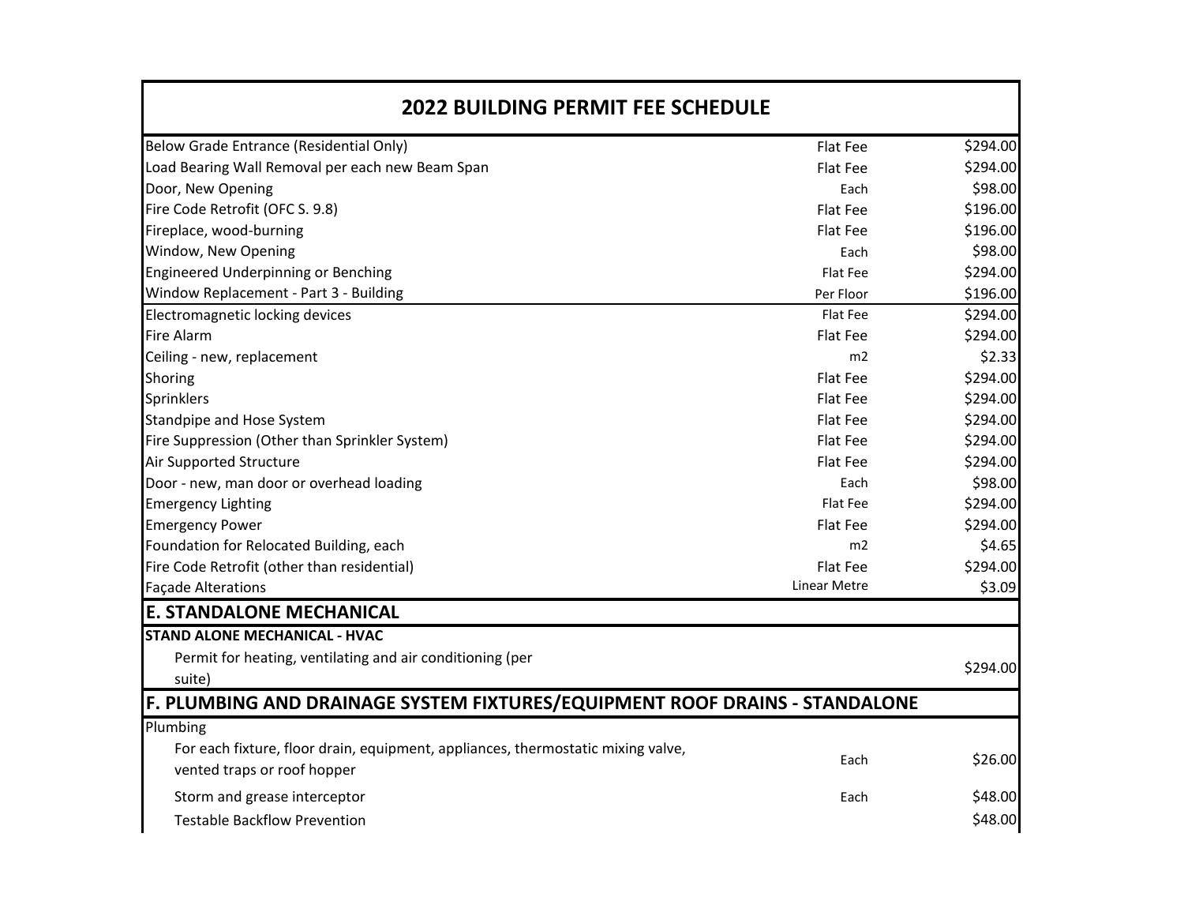## 2022 BUILDING PERMIT FEE SCHEDULE

| Item | Unit | Fee |
|---|---|---|
| Below Grade Entrance (Residential Only) | Flat Fee | $294.00 |
| Load Bearing Wall Removal per each new Beam Span | Flat Fee | $294.00 |
| Door, New Opening | Each | $98.00 |
| Fire Code Retrofit (OFC S. 9.8) | Flat Fee | $196.00 |
| Fireplace, wood-burning | Flat Fee | $196.00 |
| Window, New Opening | Each | $98.00 |
| Engineered Underpinning or Benching | Flat Fee | $294.00 |
| Window Replacement - Part 3 - Building | Per Floor | $196.00 |
| Electromagnetic locking devices | Flat Fee | $294.00 |
| Fire Alarm | Flat Fee | $294.00 |
| Ceiling - new, replacement | m2 | $2.33 |
| Shoring | Flat Fee | $294.00 |
| Sprinklers | Flat Fee | $294.00 |
| Standpipe and Hose System | Flat Fee | $294.00 |
| Fire Suppression (Other than Sprinkler System) | Flat Fee | $294.00 |
| Air Supported Structure | Flat Fee | $294.00 |
| Door - new, man door or overhead loading | Each | $98.00 |
| Emergency Lighting | Flat Fee | $294.00 |
| Emergency Power | Flat Fee | $294.00 |
| Foundation for Relocated Building, each | m2 | $4.65 |
| Fire Code Retrofit (other than residential) | Flat Fee | $294.00 |
| Façade Alterations | Linear Metre | $3.09 |

## E. STANDALONE MECHANICAL

**STAND ALONE MECHANICAL - HVAC**

| Item | Unit | Fee |
|---|---|---|
| Permit for heating, ventilating and air conditioning (per suite) | | $294.00 |

## F. PLUMBING AND DRAINAGE SYSTEM FIXTURES/EQUIPMENT ROOF DRAINS - STANDALONE

Plumbing

| Item | Unit | Fee |
|---|---|---|
| For each fixture, floor drain, equipment, appliances, thermostatic mixing valve, vented traps or roof hopper | Each | $26.00 |
| Storm and grease interceptor | Each | $48.00 |
| Testable Backflow Prevention | | $48.00 |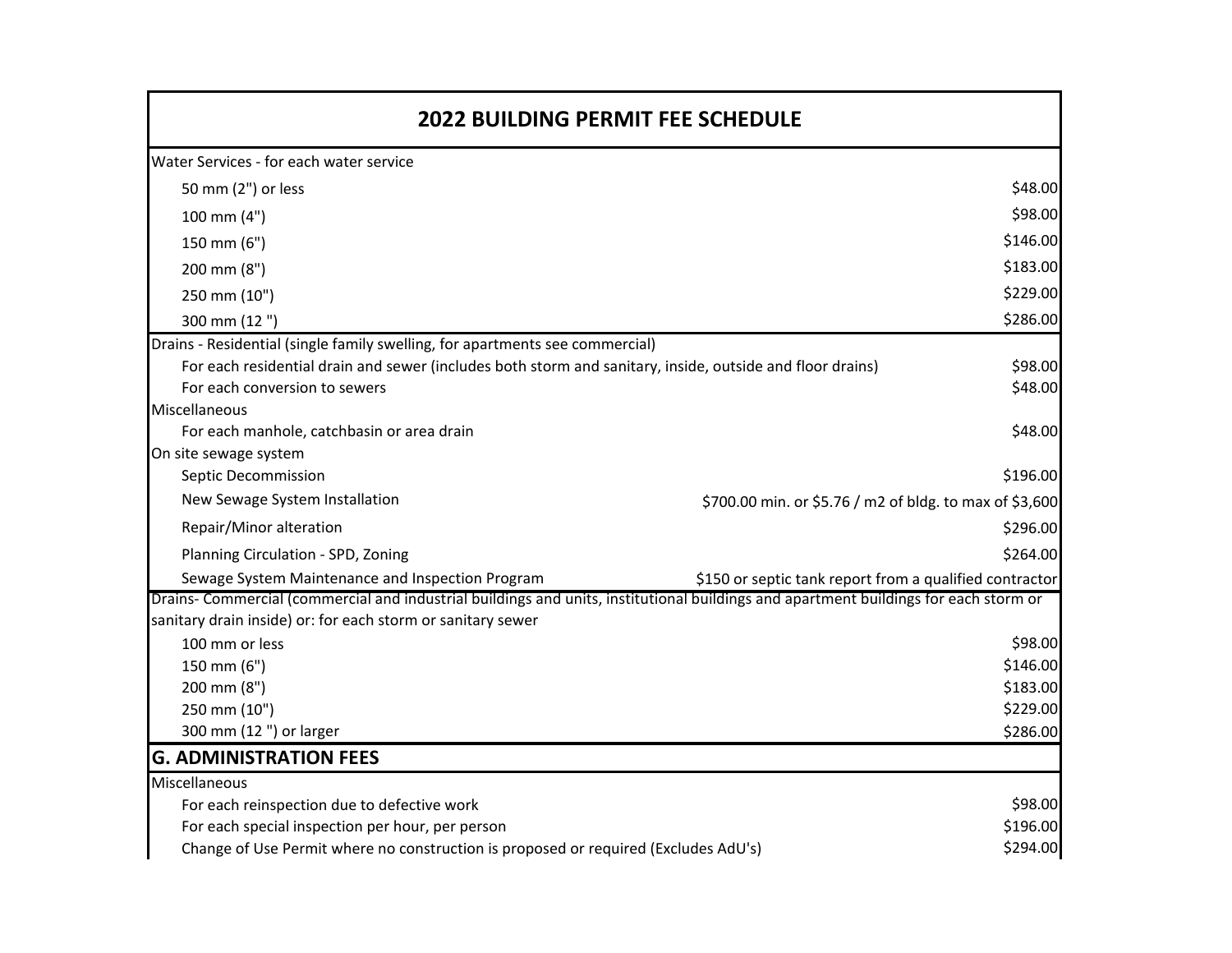# 2022 BUILDING PERMIT FEE SCHEDULE

| Description | Fee |
|---|---|
| **Water Services - for each water service** | |
| 50 mm (2") or less | $48.00 |
| 100 mm (4") | $98.00 |
| 150 mm (6") | $146.00 |
| 200 mm (8") | $183.00 |
| 250 mm (10") | $229.00 |
| 300 mm (12 ") | $286.00 |
| **Drains - Residential (single family swelling, for apartments see commercial)** | |
| For each residential drain and sewer (includes both storm and sanitary, inside, outside and floor drains) | $98.00 |
| For each conversion to sewers | $48.00 |
| **Miscellaneous** | |
| For each manhole, catchbasin or area drain | $48.00 |
| **On site sewage system** | |
| Septic Decommission | $196.00 |
| New Sewage System Installation | $700.00 min. or $5.76 / m2 of bldg. to max of $3,600 |
| Repair/Minor alteration | $296.00 |
| Planning Circulation - SPD, Zoning | $264.00 |
| Sewage System Maintenance and Inspection Program | $150 or septic tank report from a qualified contractor |
| **Drains- Commercial (commercial and industrial buildings and units, institutional buildings and apartment buildings for each storm or sanitary drain inside) or: for each storm or sanitary sewer** | |
| 100 mm or less | $98.00 |
| 150 mm (6") | $146.00 |
| 200 mm (8") | $183.00 |
| 250 mm (10") | $229.00 |
| 300 mm (12 ") or larger | $286.00 |

## G. ADMINISTRATION FEES

| Description | Fee |
|---|---|
| **Miscellaneous** | |
| For each reinspection due to defective work | $98.00 |
| For each special inspection per hour, per person | $196.00 |
| Change of Use Permit where no construction is proposed or required (Excludes AdU's) | $294.00 |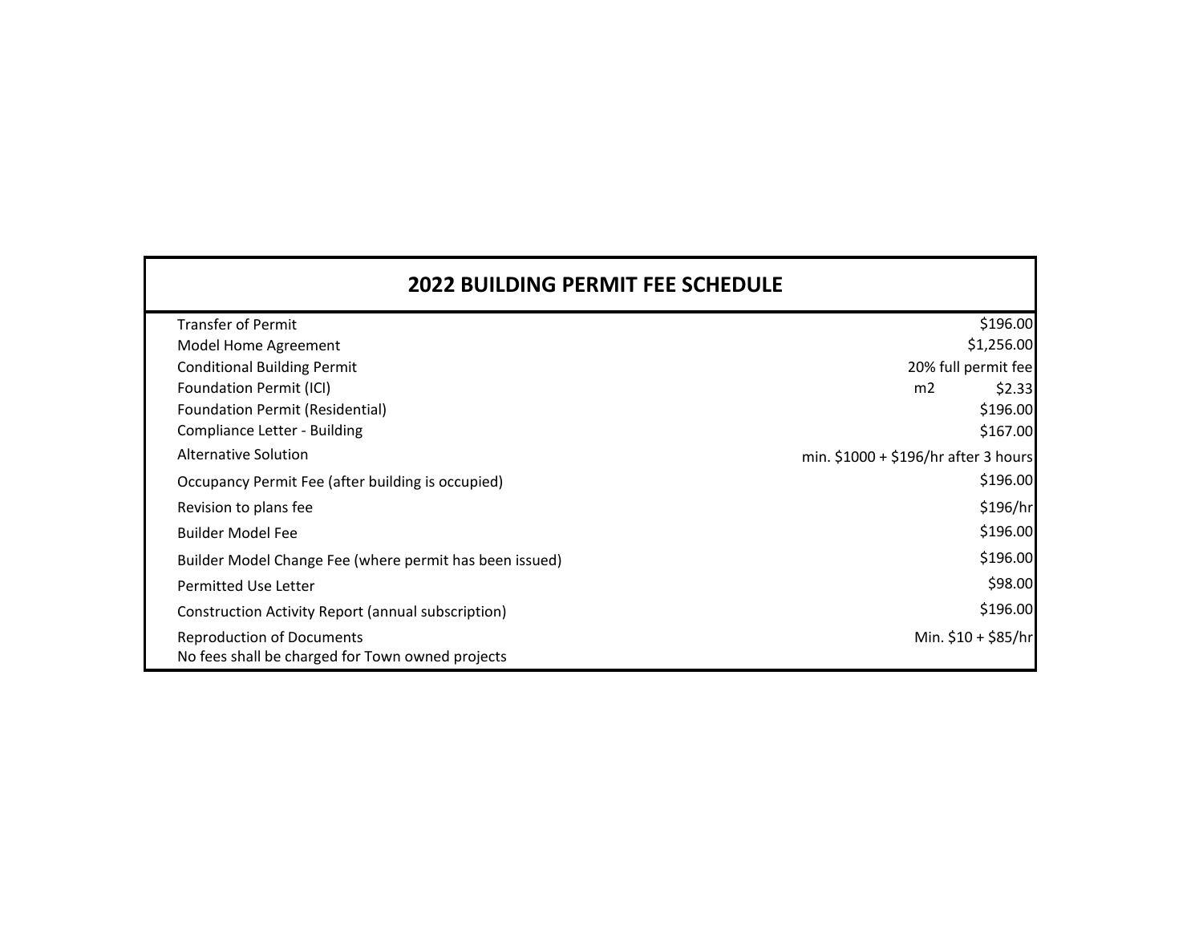## 2022 BUILDING PERMIT FEE SCHEDULE

| | | |
|---|---|---|
| Transfer of Permit | | $196.00 |
| Model Home Agreement | | $1,256.00 |
| Conditional Building Permit | | 20% full permit fee |
| Foundation Permit (ICI) | m2 | $2.33 |
| Foundation Permit (Residential) | | $196.00 |
| Compliance Letter - Building | | $167.00 |
| Alternative Solution | | min. $1000 + $196/hr after 3 hours |
| Occupancy Permit Fee (after building is occupied) | | $196.00 |
| Revision to plans fee | | $196/hr |
| Builder Model Fee | | $196.00 |
| Builder Model Change Fee (where permit has been issued) | | $196.00 |
| Permitted Use Letter | | $98.00 |
| Construction Activity Report (annual subscription) | | $196.00 |
| Reproduction of Documents | | Min. $10 + $85/hr |
| No fees shall be charged for Town owned projects | | |